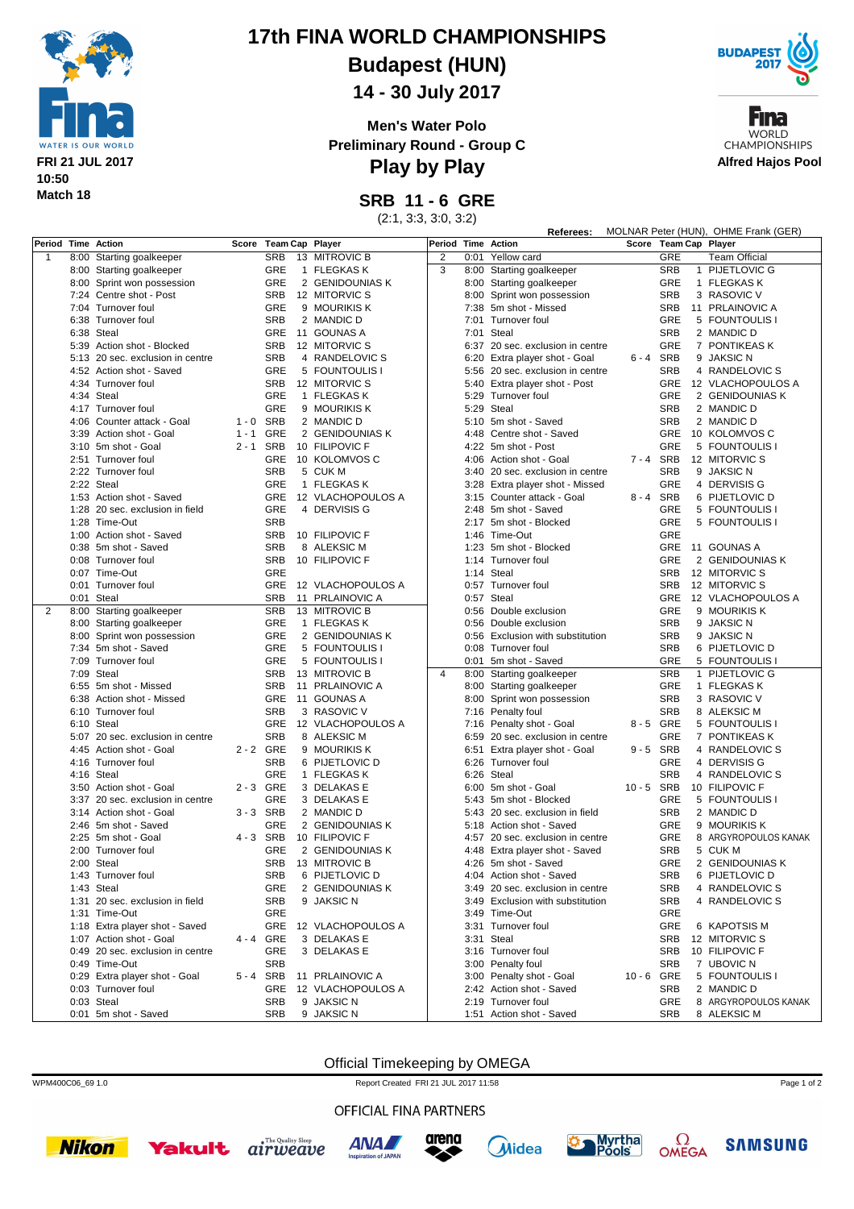# 17th FINA WORLD CHAMPIONSHIPS

## Budapest (HUN)

## 14 - 30 July 2017

**FRI 21 JUL 2017**
**10:50**
**Match 18**

**Men's Water Polo**
**Preliminary Round - Group C**

## Play by Play

**Alfred Hajos Pool**

## SRB 11 - 6 GRE

(2:1, 3:3, 3:0, 3:2)

**Referees:** MOLNAR Peter (HUN), OHME Frank (GER)

| Period | Time | Action | Score | Team | Cap | Player |
|---|---|---|---|---|---|---|
| 1 | 8:00 | Starting goalkeeper | | SRB | 13 | MITROVIC B |
| | 8:00 | Starting goalkeeper | | GRE | 1 | FLEGKAS K |
| | 8:00 | Sprint won possession | | GRE | 2 | GENIDOUNIAS K |
| | 7:24 | Centre shot - Post | | SRB | 12 | MITORVIC S |
| | 7:04 | Turnover foul | | GRE | 9 | MOURIKIS K |
| | 6:38 | Turnover foul | | SRB | 2 | MANDIC D |
| | 6:38 | Steal | | GRE | 11 | GOUNAS A |
| | 5:39 | Action shot - Blocked | | SRB | 12 | MITORVIC S |
| | 5:13 | 20 sec. exclusion in centre | | SRB | 4 | RANDELOVIC S |
| | 4:52 | Action shot - Saved | | GRE | 5 | FOUNTOULIS I |
| | 4:34 | Turnover foul | | SRB | 12 | MITORVIC S |
| | 4:34 | Steal | | GRE | 1 | FLEGKAS K |
| | 4:17 | Turnover foul | | GRE | 9 | MOURIKIS K |
| | 4:06 | Counter attack - Goal | 1 - 0 | SRB | 2 | MANDIC D |
| | 3:39 | Action shot - Goal | 1 - 1 | GRE | 2 | GENIDOUNIAS K |
| | 3:10 | 5m shot - Goal | 2 - 1 | SRB | 10 | FILIPOVIC F |
| | 2:51 | Turnover foul | | GRE | 10 | KOLOMVOS C |
| | 2:22 | Turnover foul | | SRB | 5 | CUK M |
| | 2:22 | Steal | | GRE | 1 | FLEGKAS K |
| | 1:53 | Action shot - Saved | | GRE | 12 | VLACHOPOULOS A |
| | 1:28 | 20 sec. exclusion in field | | GRE | 4 | DERVISIS G |
| | 1:28 | Time-Out | | SRB | | |
| | 1:00 | Action shot - Saved | | SRB | 10 | FILIPOVIC F |
| | 0:38 | 5m shot - Saved | | SRB | 8 | ALEKSIC M |
| | 0:08 | Turnover foul | | SRB | 10 | FILIPOVIC F |
| | 0:07 | Time-Out | | GRE | | |
| | 0:01 | Turnover foul | | GRE | 12 | VLACHOPOULOS A |
| | 0:01 | Steal | | SRB | 11 | PRLAINOVIC A |
| 2 | 8:00 | Starting goalkeeper | | SRB | 13 | MITROVIC B |
| | 8:00 | Starting goalkeeper | | GRE | 1 | FLEGKAS K |
| | 8:00 | Sprint won possession | | GRE | 2 | GENIDOUNIAS K |
| | 7:34 | 5m shot - Saved | | GRE | 5 | FOUNTOULIS I |
| | 7:09 | Turnover foul | | GRE | 5 | FOUNTOULIS I |
| | 7:09 | Steal | | SRB | 13 | MITROVIC B |
| | 6:55 | 5m shot - Missed | | SRB | 11 | PRLAINOVIC A |
| | 6:38 | Action shot - Missed | | GRE | 11 | GOUNAS A |
| | 6:10 | Turnover foul | | SRB | 3 | RASOVIC V |
| | 6:10 | Steal | | GRE | 12 | VLACHOPOULOS A |
| | 5:07 | 20 sec. exclusion in centre | | SRB | 8 | ALEKSIC M |
| | 4:45 | Action shot - Goal | 2 - 2 | GRE | 9 | MOURIKIS K |
| | 4:16 | Turnover foul | | SRB | 6 | PIJETLOVIC D |
| | 4:16 | Steal | | GRE | 1 | FLEGKAS K |
| | 3:50 | Action shot - Goal | 2 - 3 | GRE | 3 | DELAKAS E |
| | 3:37 | 20 sec. exclusion in centre | | GRE | 3 | DELAKAS E |
| | 3:14 | Action shot - Goal | 3 - 3 | SRB | 2 | MANDIC D |
| | 2:46 | 5m shot - Saved | | GRE | 2 | GENIDOUNIAS K |
| | 2:25 | 5m shot - Goal | 4 - 3 | SRB | 10 | FILIPOVIC F |
| | 2:00 | Turnover foul | | GRE | 2 | GENIDOUNIAS K |
| | 2:00 | Steal | | SRB | 13 | MITROVIC B |
| | 1:43 | Turnover foul | | SRB | 6 | PIJETLOVIC D |
| | 1:43 | Steal | | GRE | 2 | GENIDOUNIAS K |
| | 1:31 | 20 sec. exclusion in field | | SRB | 9 | JAKSIC N |
| | 1:31 | Time-Out | | GRE | | |
| | 1:18 | Extra player shot - Saved | | GRE | 12 | VLACHOPOULOS A |
| | 1:07 | Action shot - Goal | 4 - 4 | GRE | 3 | DELAKAS E |
| | 0:49 | 20 sec. exclusion in centre | | GRE | 3 | DELAKAS E |
| | 0:49 | Time-Out | | SRB | | |
| | 0:29 | Extra player shot - Goal | 5 - 4 | SRB | 11 | PRLAINOVIC A |
| | 0:03 | Turnover foul | | GRE | 12 | VLACHOPOULOS A |
| | 0:03 | Steal | | SRB | 9 | JAKSIC N |
| | 0:01 | 5m shot - Saved | | SRB | 9 | JAKSIC N |
| 2 | 0:01 | Yellow card | | GRE | | Team Official |
| 3 | 8:00 | Starting goalkeeper | | SRB | 1 | PIJETLOVIC G |
| | 8:00 | Starting goalkeeper | | GRE | 1 | FLEGKAS K |
| | 8:00 | Sprint won possession | | SRB | 3 | RASOVIC V |
| | 7:38 | 5m shot - Missed | | SRB | 11 | PRLAINOVIC A |
| | 7:01 | Turnover foul | | GRE | 5 | FOUNTOULIS I |
| | 7:01 | Steal | | SRB | 2 | MANDIC D |
| | 6:37 | 20 sec. exclusion in centre | | GRE | 7 | PONTIKEAS K |
| | 6:20 | Extra player shot - Goal | 6 - 4 | SRB | 9 | JAKSIC N |
| | 5:56 | 20 sec. exclusion in centre | | SRB | 4 | RANDELOVIC S |
| | 5:40 | Extra player shot - Post | | GRE | 12 | VLACHOPOULOS A |
| | 5:29 | Turnover foul | | GRE | 2 | GENIDOUNIAS K |
| | 5:29 | Steal | | SRB | 2 | MANDIC D |
| | 5:10 | 5m shot - Saved | | SRB | 2 | MANDIC D |
| | 4:48 | Centre shot - Saved | | GRE | 10 | KOLOMVOS C |
| | 4:22 | 5m shot - Post | | GRE | 5 | FOUNTOULIS I |
| | 4:06 | Action shot - Goal | 7 - 4 | SRB | 12 | MITORVIC S |
| | 3:40 | 20 sec. exclusion in centre | | SRB | 9 | JAKSIC N |
| | 3:28 | Extra player shot - Missed | | GRE | 4 | DERVISIS G |
| | 3:15 | Counter attack - Goal | 8 - 4 | SRB | 6 | PIJETLOVIC D |
| | 2:48 | 5m shot - Saved | | GRE | 5 | FOUNTOULIS I |
| | 2:17 | 5m shot - Blocked | | GRE | 5 | FOUNTOULIS I |
| | 1:46 | Time-Out | | GRE | | |
| | 1:23 | 5m shot - Blocked | | GRE | 11 | GOUNAS A |
| | 1:14 | Turnover foul | | GRE | 2 | GENIDOUNIAS K |
| | 1:14 | Steal | | SRB | 12 | MITORVIC S |
| | 0:57 | Turnover foul | | SRB | 12 | MITORVIC S |
| | 0:57 | Steal | | GRE | 12 | VLACHOPOULOS A |
| | 0:56 | Double exclusion | | GRE | 9 | MOURIKIS K |
| | 0:56 | Double exclusion | | SRB | 9 | JAKSIC N |
| | 0:56 | Exclusion with substitution | | SRB | 9 | JAKSIC N |
| | 0:08 | Turnover foul | | SRB | 6 | PIJETLOVIC D |
| | 0:01 | 5m shot - Saved | | GRE | 5 | FOUNTOULIS I |
| 4 | 8:00 | Starting goalkeeper | | SRB | 1 | PIJETLOVIC G |
| | 8:00 | Starting goalkeeper | | GRE | 1 | FLEGKAS K |
| | 8:00 | Sprint won possession | | SRB | 3 | RASOVIC V |
| | 7:16 | Penalty foul | | SRB | 8 | ALEKSIC M |
| | 7:16 | Penalty shot - Goal | 8 - 5 | GRE | 5 | FOUNTOULIS I |
| | 6:59 | 20 sec. exclusion in centre | | GRE | 7 | PONTIKEAS K |
| | 6:51 | Extra player shot - Goal | 9 - 5 | SRB | 4 | RANDELOVIC S |
| | 6:26 | Turnover foul | | GRE | 4 | DERVISIS G |
| | 6:26 | Steal | | SRB | 4 | RANDELOVIC S |
| | 6:00 | 5m shot - Goal | 10 - 5 | SRB | 10 | FILIPOVIC F |
| | 5:43 | 5m shot - Blocked | | GRE | 5 | FOUNTOULIS I |
| | 5:43 | 20 sec. exclusion in field | | SRB | 2 | MANDIC D |
| | 5:18 | Action shot - Saved | | GRE | 9 | MOURIKIS K |
| | 4:57 | 20 sec. exclusion in centre | | GRE | 8 | ARGYROPOULOS KANAK |
| | 4:48 | Extra player shot - Saved | | SRB | 5 | CUK M |
| | 4:26 | 5m shot - Saved | | GRE | 2 | GENIDOUNIAS K |
| | 4:04 | Action shot - Saved | | SRB | 6 | PIJETLOVIC D |
| | 3:49 | 20 sec. exclusion in centre | | SRB | 4 | RANDELOVIC S |
| | 3:49 | Exclusion with substitution | | SRB | 4 | RANDELOVIC S |
| | 3:49 | Time-Out | | GRE | | |
| | 3:31 | Turnover foul | | GRE | 6 | KAPOTSIS M |
| | 3:31 | Steal | | SRB | 12 | MITORVIC S |
| | 3:16 | Turnover foul | | SRB | 10 | FILIPOVIC F |
| | 3:00 | Penalty foul | | SRB | 7 | UBOVIC N |
| | 3:00 | Penalty shot - Goal | 10 - 6 | GRE | 5 | FOUNTOULIS I |
| | 2:42 | Action shot - Saved | | SRB | 2 | MANDIC D |
| | 2:19 | Turnover foul | | GRE | 8 | ARGYROPOULOS KANAK |
| | 1:51 | Action shot - Saved | | SRB | 8 | ALEKSIC M |

Official Timekeeping by OMEGA

WPM400C06_69 1.0 — Report Created FRI 21 JUL 2017 11:58

OFFICIAL FINA PARTNERS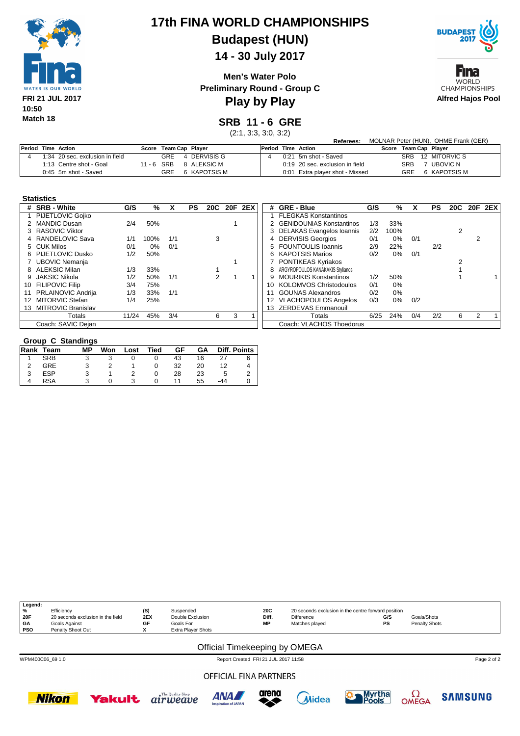# 17th FINA WORLD CHAMPIONSHIPS

## Budapest (HUN)

## 14 - 30 July 2017

FRI 21 JUL 2017
10:50
Match 18

### Men's Water Polo
### Preliminary Round - Group C
## Play by Play

Alfred Hajos Pool

## SRB 11 - 6 GRE

(2:1, 3:3, 3:0, 3:2)

**Referees:** MOLNAR Peter (HUN), OHME Frank (GER)

| Period | Time | Action | Score | Team | Cap | Player |
|---|---|---|---|---|---|---|
| 4 | 1:34 | 20 sec. exclusion in field | | GRE | 4 | DERVISIS G |
| | 1:13 | Centre shot - Goal | 11 - 6 | SRB | 8 | ALEKSIC M |
| | 0:45 | 5m shot - Saved | | GRE | 6 | KAPOTSIS M |
| 4 | 0:21 | 5m shot - Saved | | SRB | 12 | MITORVIC S |
| | 0:19 | 20 sec. exclusion in field | | SRB | 7 | UBOVIC N |
| | 0:01 | Extra player shot - Missed | | GRE | 6 | KAPOTSIS M |

### Statistics

| # | SRB - White | G/S | % | X | PS | 20C | 20F | 2EX |
|---|---|---|---|---|---|---|---|---|
| 1 | PIJETLOVIC Gojko | | | | | | | |
| 2 | MANDIC Dusan | 2/4 | 50% | | | | 1 | |
| 3 | RASOVIC Viktor | | | | | | | |
| 4 | RANDELOVIC Sava | 1/1 | 100% | 1/1 | | 3 | | |
| 5 | CUK Milos | 0/1 | 0% | 0/1 | | | | |
| 6 | PIJETLOVIC Dusko | 1/2 | 50% | | | | | |
| 7 | UBOVIC Nemanja | | | | | | 1 | |
| 8 | ALEKSIC Milan | 1/3 | 33% | | | 1 | | |
| 9 | JAKSIC Nikola | 1/2 | 50% | 1/1 | | 2 | 1 | 1 |
| 10 | FILIPOVIC Filip | 3/4 | 75% | | | | | |
| 11 | PRLAINOVIC Andrija | 1/3 | 33% | 1/1 | | | | |
| 12 | MITORVIC Stefan | 1/4 | 25% | | | | | |
| 13 | MITROVIC Branislav | | | | | | | |
| | Totals | 11/24 | 45% | 3/4 | | 6 | 3 | 1 |
| | Coach: SAVIC Dejan | | | | | | | |

| # | GRE - Blue | G/S | % | X | PS | 20C | 20F | 2EX |
|---|---|---|---|---|---|---|---|---|
| 1 | FLEGKAS Konstantinos | | | | | | | |
| 2 | GENIDOUNIAS Konstantinos | 1/3 | 33% | | | | | |
| 3 | DELAKAS Evangelos Ioannis | 2/2 | 100% | | | 2 | | |
| 4 | DERVISIS Georgios | 0/1 | 0% | 0/1 | | | 2 | |
| 5 | FOUNTOULIS Ioannis | 2/9 | 22% | | 2/2 | | | |
| 6 | KAPOTSIS Marios | 0/2 | 0% | 0/1 | | | | |
| 7 | PONTIKEAS Kyriakos | | | | | 2 | | |
| 8 | ARGYROPOULOS KANAKAKIS Stylianos | | | | | 1 | | |
| 9 | MOURIKIS Konstantinos | 1/2 | 50% | | | 1 | | 1 |
| 10 | KOLOMVOS Christodoulos | 0/1 | 0% | | | | | |
| 11 | GOUNAS Alexandros | 0/2 | 0% | | | | | |
| 12 | VLACHOPOULOS Angelos | 0/3 | 0% | 0/2 | | | | |
| 13 | ZERDEVAS Emmanouil | | | | | | | |
| | Totals | 6/25 | 24% | 0/4 | 2/2 | 6 | 2 | 1 |
| | Coach: VLACHOS Thoedorus | | | | | | | |

### Group C Standings

| Rank | Team | MP | Won | Lost | Tied | GF | GA | Diff. | Points |
|---|---|---|---|---|---|---|---|---|---|
| 1 | SRB | 3 | 3 | 0 | 0 | 43 | 16 | 27 | 6 |
| 2 | GRE | 3 | 2 | 1 | 0 | 32 | 20 | 12 | 4 |
| 3 | ESP | 3 | 1 | 2 | 0 | 28 | 23 | 5 | 2 |
| 4 | RSA | 3 | 0 | 3 | 0 | 11 | 55 | -44 | 0 |

**Legend:**

| | | | | | | | |
|---|---|---|---|---|---|---|---|
| % | Efficiency | (S) | Suspended | 20C | 20 seconds exclusion in the centre forward position | | |
| 20F | 20 seconds exclusion in the field | 2EX | Double Exclusion | Diff. | Difference | G/S | Goals/Shots |
| GA | Goals Against | GF | Goals For | MP | Matches played | PS | Penalty Shots |
| PSO | Penalty Shoot Out | X | Extra Player Shots | | | | |

Official Timekeeping by OMEGA

WPM400C06_69 1.0 Report Created FRI 21 JUL 2017 11:58

OFFICIAL FINA PARTNERS